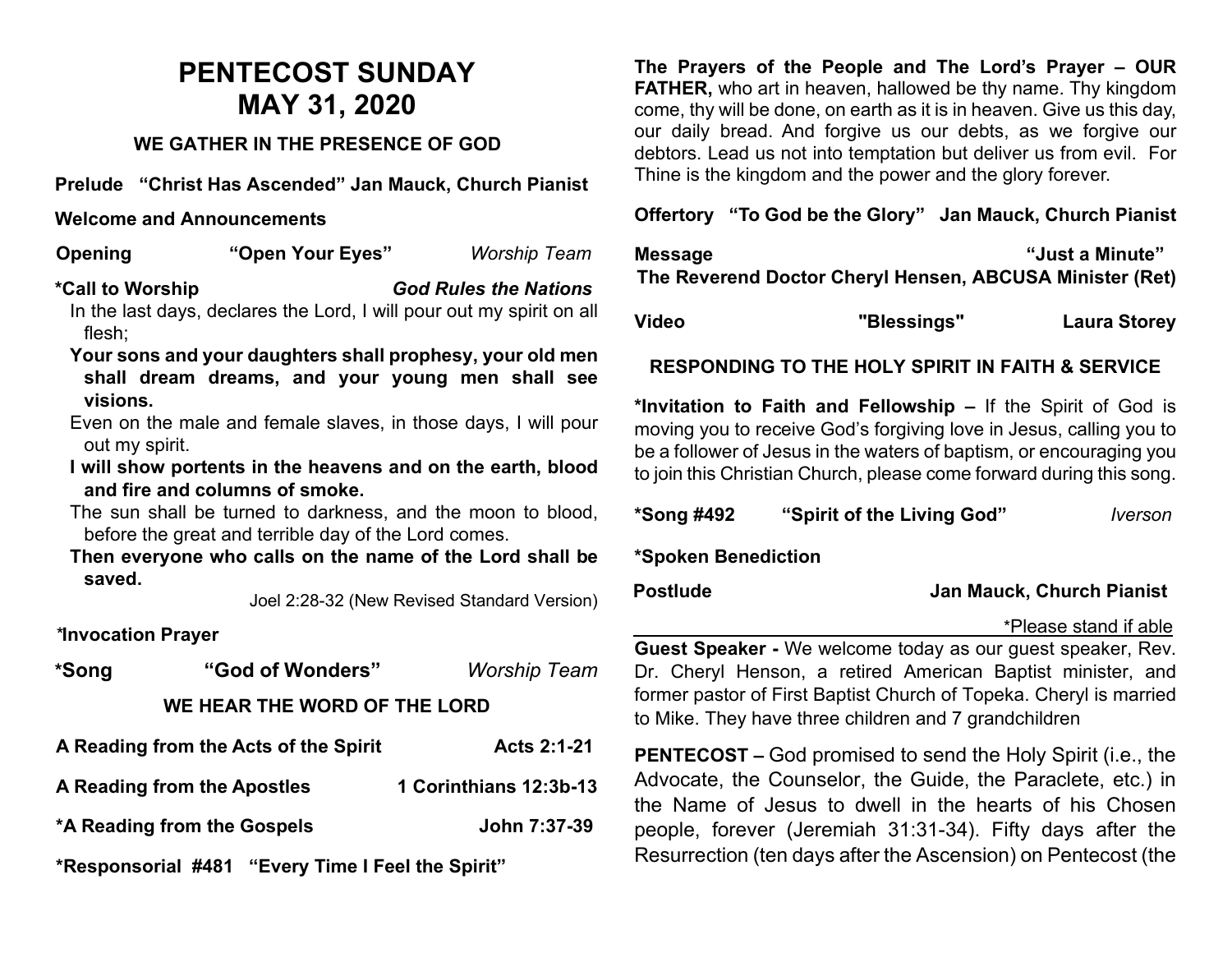# PENTECOST SUNDAY
# MAY 31, 2020

## WE GATHER IN THE PRESENCE OF GOD

**Prelude "Christ Has Ascended" Jan Mauck, Church Pianist**

**Welcome and Announcements**

**Opening "Open Your Eyes"** *Worship Team*

**\*Call to Worship** ***God Rules the Nations***

In the last days, declares the Lord, I will pour out my spirit on all flesh;

**Your sons and your daughters shall prophesy, your old men shall dream dreams, and your young men shall see visions.**

Even on the male and female slaves, in those days, I will pour out my spirit.

**I will show portents in the heavens and on the earth, blood and fire and columns of smoke.**

The sun shall be turned to darkness, and the moon to blood, before the great and terrible day of the Lord comes.

**Then everyone who calls on the name of the Lord shall be saved.**

Joel 2:28-32 (New Revised Standard Version)

***Invocation Prayer**

**\*Song "God of Wonders"** *Worship Team*

## WE HEAR THE WORD OF THE LORD

**A Reading from the Acts of the Spirit** **Acts 2:1-21**

**A Reading from the Apostles** **1 Corinthians 12:3b-13**

**\*A Reading from the Gospels** **John 7:37-39**

**\*Responsorial #481 "Every Time I Feel the Spirit"**

**The Prayers of the People and The Lord's Prayer – OUR FATHER,** who art in heaven, hallowed be thy name. Thy kingdom come, thy will be done, on earth as it is in heaven. Give us this day, our daily bread. And forgive us our debts, as we forgive our debtors. Lead us not into temptation but deliver us from evil. For Thine is the kingdom and the power and the glory forever.

**Offertory "To God be the Glory" Jan Mauck, Church Pianist**

**Message "Just a Minute"**
**The Reverend Doctor Cheryl Hensen, ABCUSA Minister (Ret)**

**Video "Blessings" Laura Storey**

## RESPONDING TO THE HOLY SPIRIT IN FAITH & SERVICE

**\*Invitation to Faith and Fellowship –** If the Spirit of God is moving you to receive God's forgiving love in Jesus, calling you to be a follower of Jesus in the waters of baptism, or encouraging you to join this Christian Church, please come forward during this song.

**\*Song #492 "Spirit of the Living God"** *Iverson*

**\*Spoken Benediction**

**Postlude Jan Mauck, Church Pianist**

\*Please stand if able

---

**Guest Speaker -** We welcome today as our guest speaker, Rev. Dr. Cheryl Henson, a retired American Baptist minister, and former pastor of First Baptist Church of Topeka. Cheryl is married to Mike. They have three children and 7 grandchildren

**PENTECOST –** God promised to send the Holy Spirit (i.e., the Advocate, the Counselor, the Guide, the Paraclete, etc.) in the Name of Jesus to dwell in the hearts of his Chosen people, forever (Jeremiah 31:31-34). Fifty days after the Resurrection (ten days after the Ascension) on Pentecost (the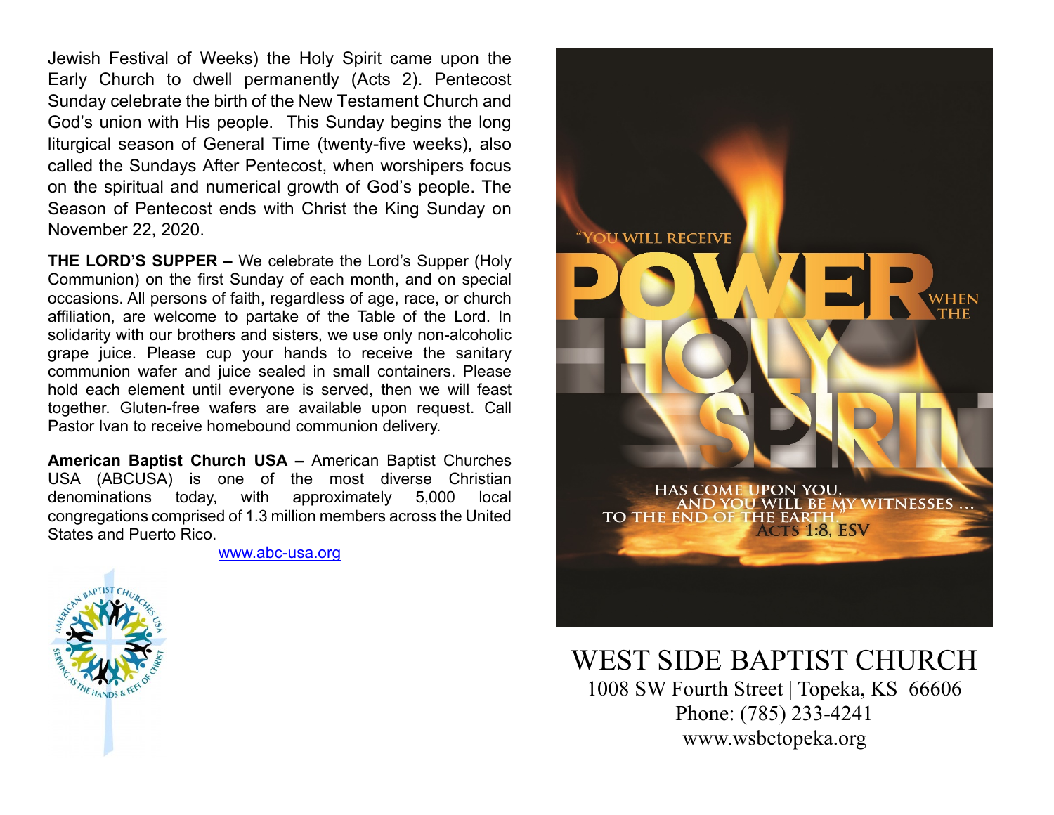Jewish Festival of Weeks) the Holy Spirit came upon the Early Church to dwell permanently (Acts 2). Pentecost Sunday celebrate the birth of the New Testament Church and God's union with His people. This Sunday begins the long liturgical season of General Time (twenty-five weeks), also called the Sundays After Pentecost, when worshipers focus on the spiritual and numerical growth of God's people. The Season of Pentecost ends with Christ the King Sunday on November 22, 2020.

**THE LORD'S SUPPER –** We celebrate the Lord's Supper (Holy Communion) on the first Sunday of each month, and on special occasions. All persons of faith, regardless of age, race, or church affiliation, are welcome to partake of the Table of the Lord. In solidarity with our brothers and sisters, we use only non-alcoholic grape juice. Please cup your hands to receive the sanitary communion wafer and juice sealed in small containers. Please hold each element until everyone is served, then we will feast together. Gluten-free wafers are available upon request. Call Pastor Ivan to receive homebound communion delivery.

**American Baptist Church USA –** American Baptist Churches USA (ABCUSA) is one of the most diverse Christian denominations today, with approximately 5,000 local congregations comprised of 1.3 million members across the United States and Puerto Rico.

www.abc-usa.org

American Baptist Churches USA
Serving as the hands & feet of Christ

"You will receive POWER when the HOLY SPIRIT has come upon you, and you will be my witnesses … to the end of the earth."
Acts 1:8, ESV

WEST SIDE BAPTIST CHURCH
1008 SW Fourth Street | Topeka, KS 66606
Phone: (785) 233-4241
www.wsbctopeka.org